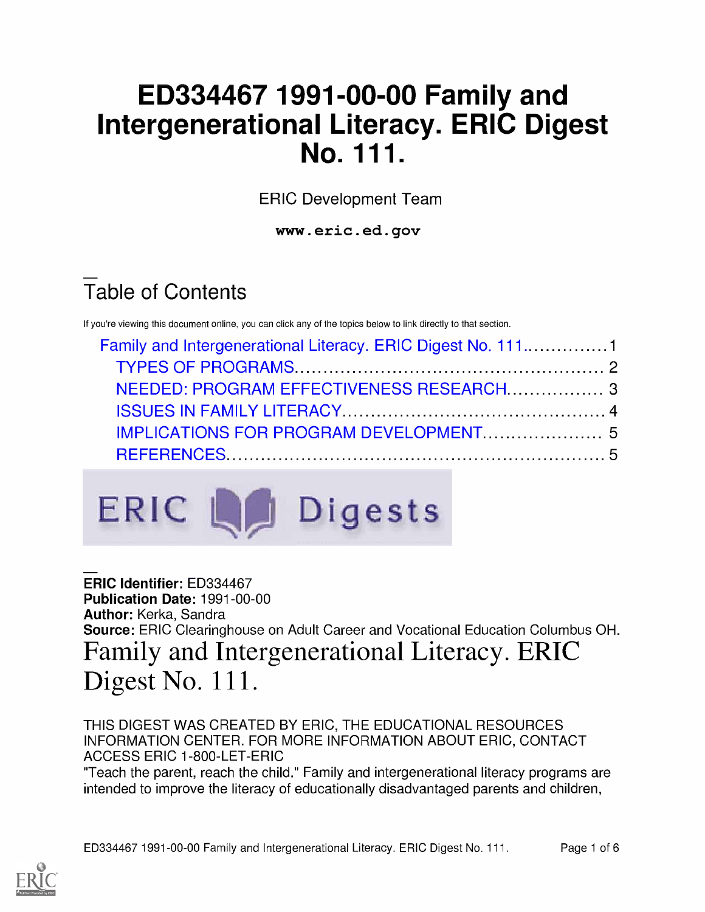# ED334467 1991-00-00 Family and Intergenerational Literacy. ERIC Digest No. 111.

ERIC Development Team

**www.eric.ed.gov**

## Table of Contents

If you're viewing this document online, you can click any of the topics below to link directly to that section.

- Family and Intergenerational Literacy. ERIC Digest No. 111.............. 1
  - TYPES OF PROGRAMS.................................................... 2
  - NEEDED: PROGRAM EFFECTIVENESS RESEARCH................ 3
  - ISSUES IN FAMILY LITERACY............................................. 4
  - IMPLICATIONS FOR PROGRAM DEVELOPMENT.................... 5
  - REFERENCES................................................................ 5

ERIC Digests

**ERIC Identifier:** ED334467
**Publication Date:** 1991-00-00
**Author:** Kerka, Sandra
**Source:** ERIC Clearinghouse on Adult Career and Vocational Education Columbus OH.

# Family and Intergenerational Literacy. ERIC Digest No. 111.

THIS DIGEST WAS CREATED BY ERIC, THE EDUCATIONAL RESOURCES INFORMATION CENTER. FOR MORE INFORMATION ABOUT ERIC, CONTACT ACCESS ERIC 1-800-LET-ERIC

"Teach the parent, reach the child." Family and intergenerational literacy programs are intended to improve the literacy of educationally disadvantaged parents and children,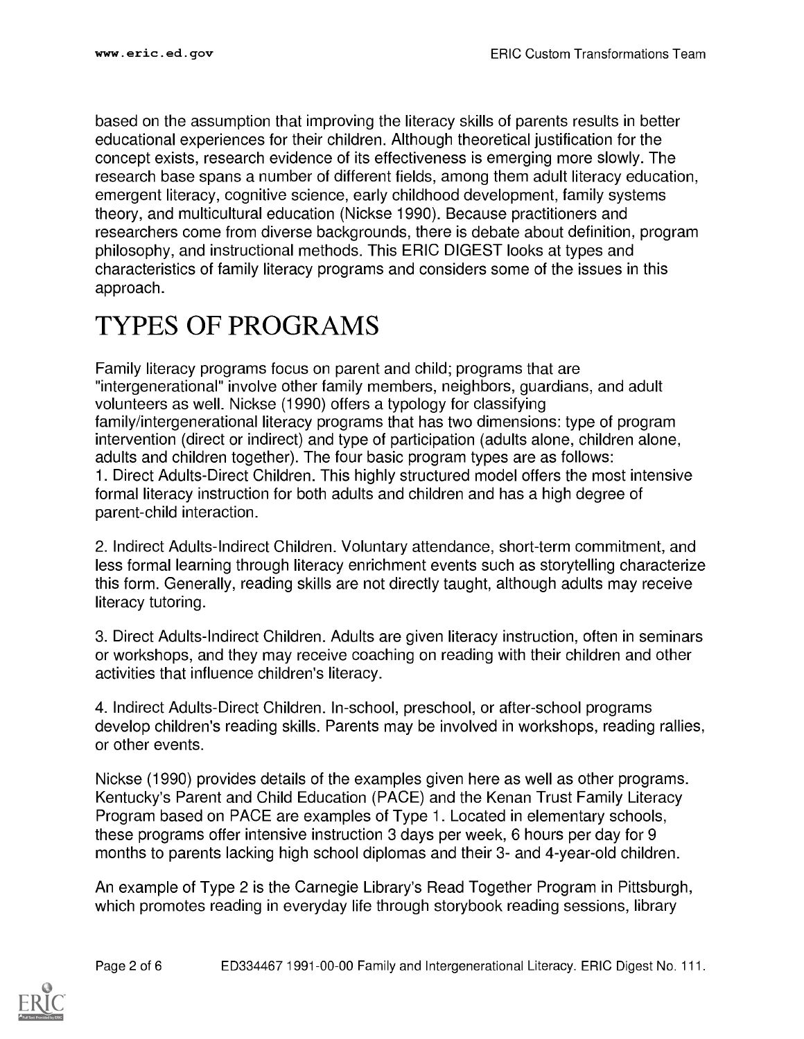based on the assumption that improving the literacy skills of parents results in better educational experiences for their children. Although theoretical justification for the concept exists, research evidence of its effectiveness is emerging more slowly. The research base spans a number of different fields, among them adult literacy education, emergent literacy, cognitive science, early childhood development, family systems theory, and multicultural education (Nickse 1990). Because practitioners and researchers come from diverse backgrounds, there is debate about definition, program philosophy, and instructional methods. This ERIC DIGEST looks at types and characteristics of family literacy programs and considers some of the issues in this approach.

# TYPES OF PROGRAMS

Family literacy programs focus on parent and child; programs that are "intergenerational" involve other family members, neighbors, guardians, and adult volunteers as well. Nickse (1990) offers a typology for classifying family/intergenerational literacy programs that has two dimensions: type of program intervention (direct or indirect) and type of participation (adults alone, children alone, adults and children together). The four basic program types are as follows:

1. Direct Adults-Direct Children. This highly structured model offers the most intensive formal literacy instruction for both adults and children and has a high degree of parent-child interaction.

2. Indirect Adults-Indirect Children. Voluntary attendance, short-term commitment, and less formal learning through literacy enrichment events such as storytelling characterize this form. Generally, reading skills are not directly taught, although adults may receive literacy tutoring.

3. Direct Adults-Indirect Children. Adults are given literacy instruction, often in seminars or workshops, and they may receive coaching on reading with their children and other activities that influence children's literacy.

4. Indirect Adults-Direct Children. In-school, preschool, or after-school programs develop children's reading skills. Parents may be involved in workshops, reading rallies, or other events.

Nickse (1990) provides details of the examples given here as well as other programs. Kentucky's Parent and Child Education (PACE) and the Kenan Trust Family Literacy Program based on PACE are examples of Type 1. Located in elementary schools, these programs offer intensive instruction 3 days per week, 6 hours per day for 9 months to parents lacking high school diplomas and their 3- and 4-year-old children.

An example of Type 2 is the Carnegie Library's Read Together Program in Pittsburgh, which promotes reading in everyday life through storybook reading sessions, library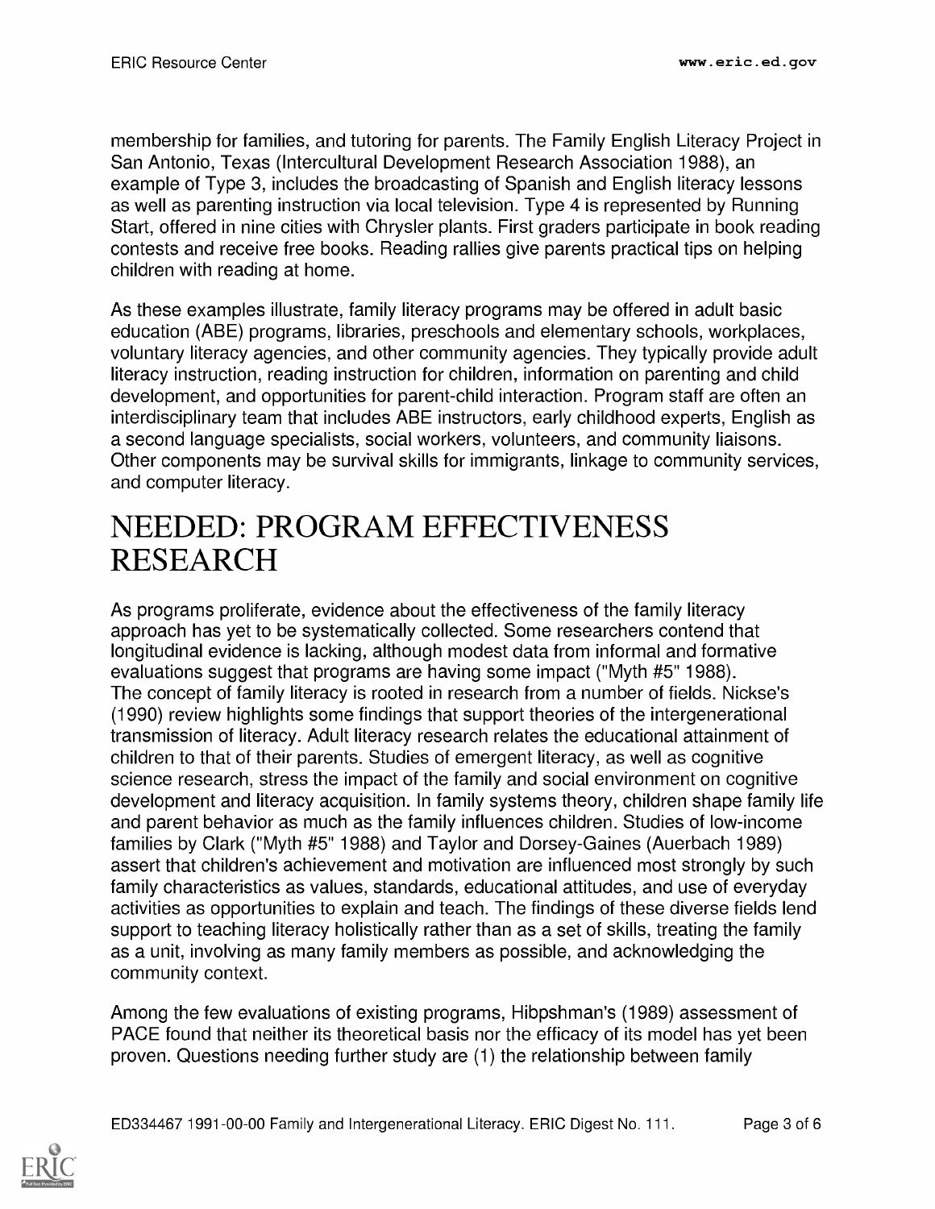membership for families, and tutoring for parents. The Family English Literacy Project in San Antonio, Texas (Intercultural Development Research Association 1988), an example of Type 3, includes the broadcasting of Spanish and English literacy lessons as well as parenting instruction via local television. Type 4 is represented by Running Start, offered in nine cities with Chrysler plants. First graders participate in book reading contests and receive free books. Reading rallies give parents practical tips on helping children with reading at home.

As these examples illustrate, family literacy programs may be offered in adult basic education (ABE) programs, libraries, preschools and elementary schools, workplaces, voluntary literacy agencies, and other community agencies. They typically provide adult literacy instruction, reading instruction for children, information on parenting and child development, and opportunities for parent-child interaction. Program staff are often an interdisciplinary team that includes ABE instructors, early childhood experts, English as a second language specialists, social workers, volunteers, and community liaisons. Other components may be survival skills for immigrants, linkage to community services, and computer literacy.

# NEEDED: PROGRAM EFFECTIVENESS RESEARCH

As programs proliferate, evidence about the effectiveness of the family literacy approach has yet to be systematically collected. Some researchers contend that longitudinal evidence is lacking, although modest data from informal and formative evaluations suggest that programs are having some impact ("Myth #5" 1988).
The concept of family literacy is rooted in research from a number of fields. Nickse's (1990) review highlights some findings that support theories of the intergenerational transmission of literacy. Adult literacy research relates the educational attainment of children to that of their parents. Studies of emergent literacy, as well as cognitive science research, stress the impact of the family and social environment on cognitive development and literacy acquisition. In family systems theory, children shape family life and parent behavior as much as the family influences children. Studies of low-income families by Clark ("Myth #5" 1988) and Taylor and Dorsey-Gaines (Auerbach 1989) assert that children's achievement and motivation are influenced most strongly by such family characteristics as values, standards, educational attitudes, and use of everyday activities as opportunities to explain and teach. The findings of these diverse fields lend support to teaching literacy holistically rather than as a set of skills, treating the family as a unit, involving as many family members as possible, and acknowledging the community context.

Among the few evaluations of existing programs, Hibpshman's (1989) assessment of PACE found that neither its theoretical basis nor the efficacy of its model has yet been proven. Questions needing further study are (1) the relationship between family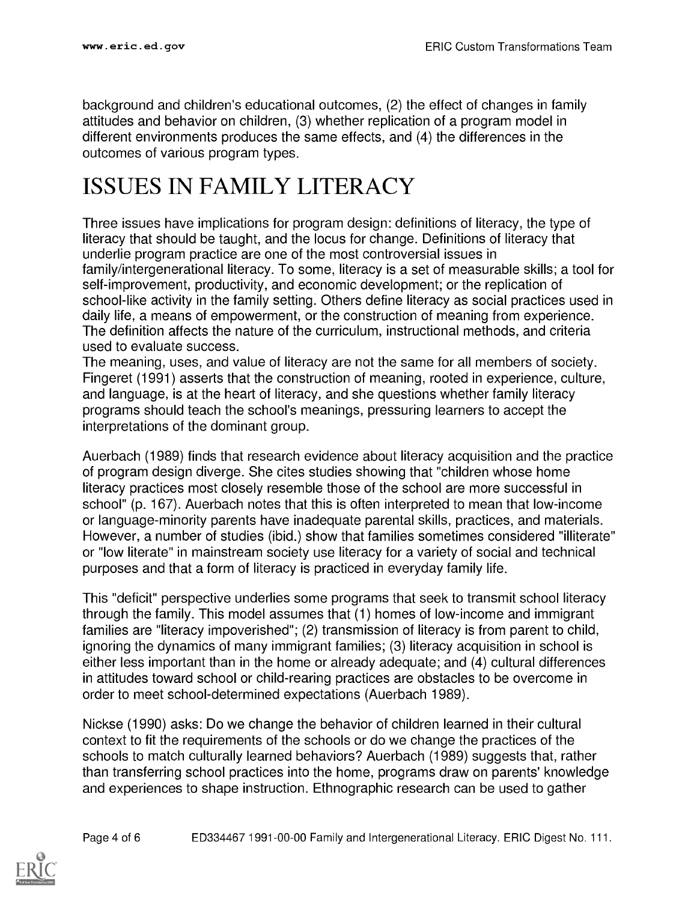background and children's educational outcomes, (2) the effect of changes in family attitudes and behavior on children, (3) whether replication of a program model in different environments produces the same effects, and (4) the differences in the outcomes of various program types.

# ISSUES IN FAMILY LITERACY

Three issues have implications for program design: definitions of literacy, the type of literacy that should be taught, and the locus for change. Definitions of literacy that underlie program practice are one of the most controversial issues in family/intergenerational literacy. To some, literacy is a set of measurable skills; a tool for self-improvement, productivity, and economic development; or the replication of school-like activity in the family setting. Others define literacy as social practices used in daily life, a means of empowerment, or the construction of meaning from experience. The definition affects the nature of the curriculum, instructional methods, and criteria used to evaluate success.

The meaning, uses, and value of literacy are not the same for all members of society. Fingeret (1991) asserts that the construction of meaning, rooted in experience, culture, and language, is at the heart of literacy, and she questions whether family literacy programs should teach the school's meanings, pressuring learners to accept the interpretations of the dominant group.

Auerbach (1989) finds that research evidence about literacy acquisition and the practice of program design diverge. She cites studies showing that "children whose home literacy practices most closely resemble those of the school are more successful in school" (p. 167). Auerbach notes that this is often interpreted to mean that low-income or language-minority parents have inadequate parental skills, practices, and materials. However, a number of studies (ibid.) show that families sometimes considered "illiterate" or "low literate" in mainstream society use literacy for a variety of social and technical purposes and that a form of literacy is practiced in everyday family life.

This "deficit" perspective underlies some programs that seek to transmit school literacy through the family. This model assumes that (1) homes of low-income and immigrant families are "literacy impoverished"; (2) transmission of literacy is from parent to child, ignoring the dynamics of many immigrant families; (3) literacy acquisition in school is either less important than in the home or already adequate; and (4) cultural differences in attitudes toward school or child-rearing practices are obstacles to be overcome in order to meet school-determined expectations (Auerbach 1989).

Nickse (1990) asks: Do we change the behavior of children learned in their cultural context to fit the requirements of the schools or do we change the practices of the schools to match culturally learned behaviors? Auerbach (1989) suggests that, rather than transferring school practices into the home, programs draw on parents' knowledge and experiences to shape instruction. Ethnographic research can be used to gather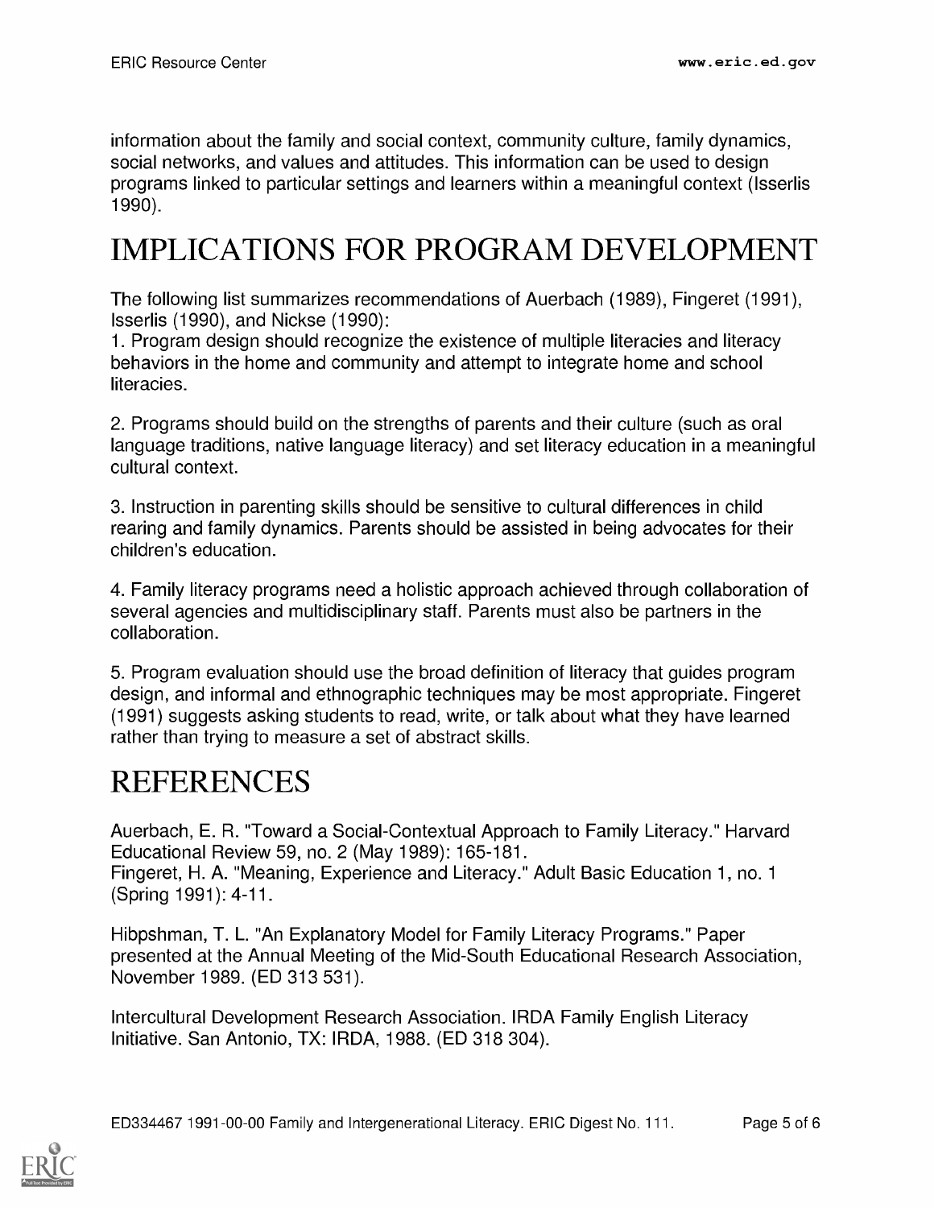information about the family and social context, community culture, family dynamics, social networks, and values and attitudes. This information can be used to design programs linked to particular settings and learners within a meaningful context (Isserlis 1990).

# IMPLICATIONS FOR PROGRAM DEVELOPMENT

The following list summarizes recommendations of Auerbach (1989), Fingeret (1991), Isserlis (1990), and Nickse (1990):

1. Program design should recognize the existence of multiple literacies and literacy behaviors in the home and community and attempt to integrate home and school literacies.

2. Programs should build on the strengths of parents and their culture (such as oral language traditions, native language literacy) and set literacy education in a meaningful cultural context.

3. Instruction in parenting skills should be sensitive to cultural differences in child rearing and family dynamics. Parents should be assisted in being advocates for their children's education.

4. Family literacy programs need a holistic approach achieved through collaboration of several agencies and multidisciplinary staff. Parents must also be partners in the collaboration.

5. Program evaluation should use the broad definition of literacy that guides program design, and informal and ethnographic techniques may be most appropriate. Fingeret (1991) suggests asking students to read, write, or talk about what they have learned rather than trying to measure a set of abstract skills.

# REFERENCES

Auerbach, E. R. "Toward a Social-Contextual Approach to Family Literacy." Harvard Educational Review 59, no. 2 (May 1989): 165-181.
Fingeret, H. A. "Meaning, Experience and Literacy." Adult Basic Education 1, no. 1 (Spring 1991): 4-11.

Hibpshman, T. L. "An Explanatory Model for Family Literacy Programs." Paper presented at the Annual Meeting of the Mid-South Educational Research Association, November 1989. (ED 313 531).

Intercultural Development Research Association. IRDA Family English Literacy Initiative. San Antonio, TX: IRDA, 1988. (ED 318 304).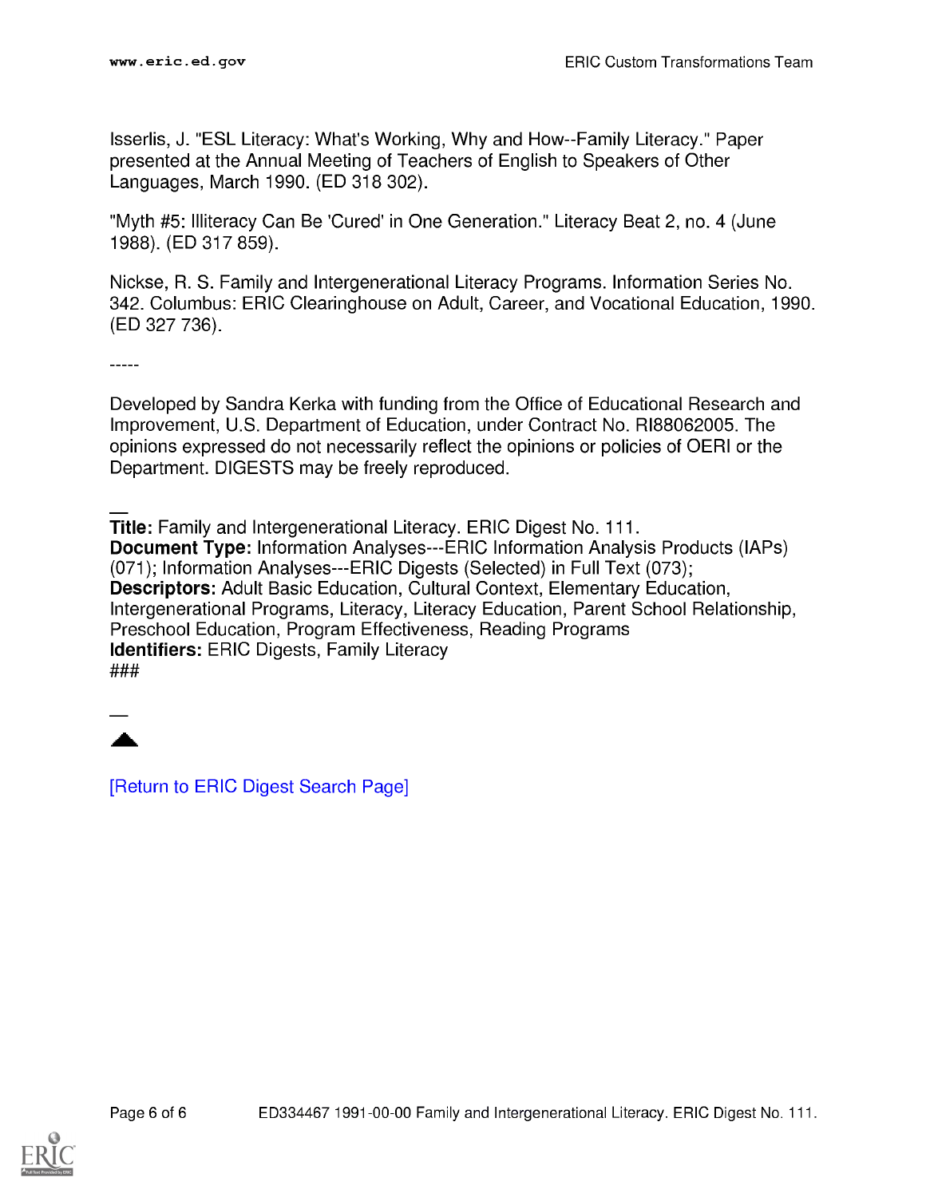Isserlis, J. "ESL Literacy: What's Working, Why and How--Family Literacy." Paper presented at the Annual Meeting of Teachers of English to Speakers of Other Languages, March 1990. (ED 318 302).

"Myth #5: Illiteracy Can Be 'Cured' in One Generation." Literacy Beat 2, no. 4 (June 1988). (ED 317 859).

Nickse, R. S. Family and Intergenerational Literacy Programs. Information Series No. 342. Columbus: ERIC Clearinghouse on Adult, Career, and Vocational Education, 1990. (ED 327 736).

-----

Developed by Sandra Kerka with funding from the Office of Educational Research and Improvement, U.S. Department of Education, under Contract No. RI88062005. The opinions expressed do not necessarily reflect the opinions or policies of OERI or the Department. DIGESTS may be freely reproduced.

---

**Title:** Family and Intergenerational Literacy. ERIC Digest No. 111.
**Document Type:** Information Analyses---ERIC Information Analysis Products (IAPs) (071); Information Analyses---ERIC Digests (Selected) in Full Text (073);
**Descriptors:** Adult Basic Education, Cultural Context, Elementary Education, Intergenerational Programs, Literacy, Literacy Education, Parent School Relationship, Preschool Education, Program Effectiveness, Reading Programs
**Identifiers:** ERIC Digests, Family Literacy
###

---

[Return to ERIC Digest Search Page]